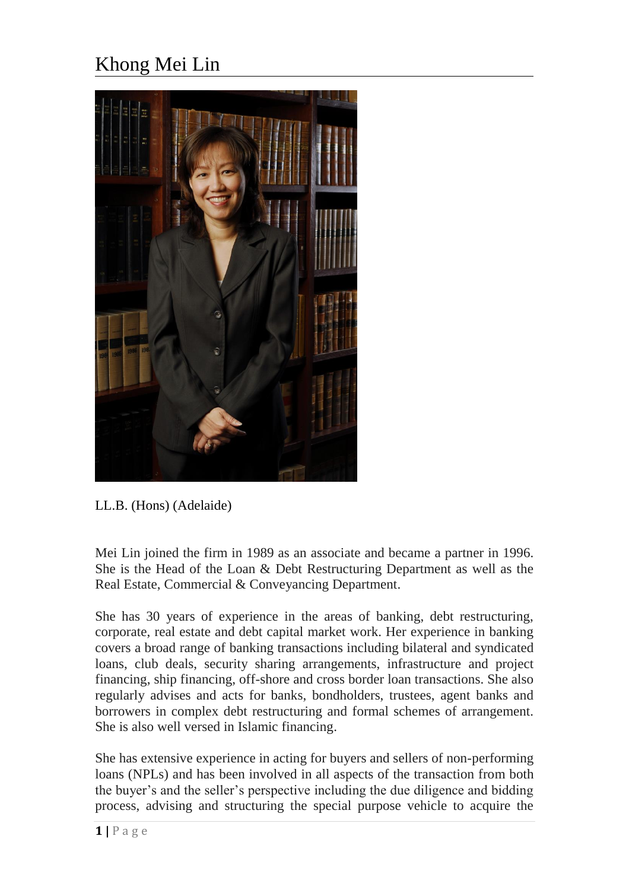# Khong Mei Lin

LL.B. (Hons) (Adelaide)

Mei Lin joined the firm in 1989 as an associate and became a partner in 1996. She is the Head of the Loan & Debt Restructuring Department as well as the Real Estate, Commercial & Conveyancing Department.

She has 30 years of experience in the areas of banking, debt restructuring, corporate, real estate and debt capital market work. Her experience in banking covers a broad range of banking transactions including bilateral and syndicated loans, club deals, security sharing arrangements, infrastructure and project financing, ship financing, off-shore and cross border loan transactions. She also regularly advises and acts for banks, bondholders, trustees, agent banks and borrowers in complex debt restructuring and formal schemes of arrangement. She is also well versed in Islamic financing.

She has extensive experience in acting for buyers and sellers of non-performing loans (NPLs) and has been involved in all aspects of the transaction from both the buyer's and the seller's perspective including the due diligence and bidding process, advising and structuring the special purpose vehicle to acquire the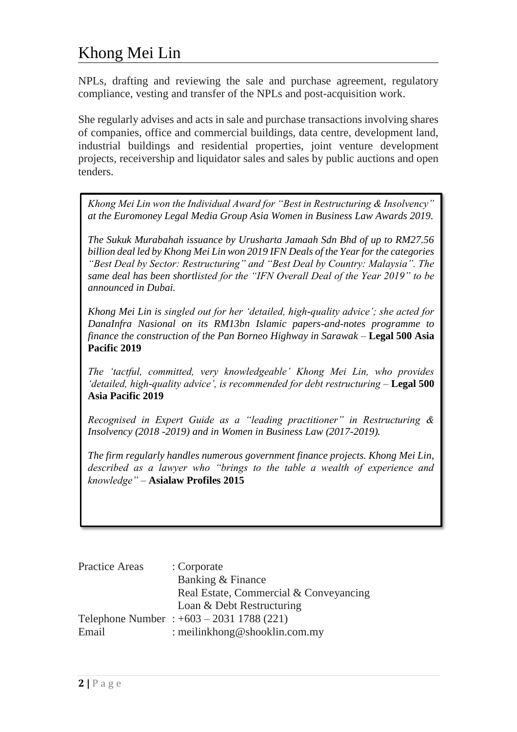# Khong Mei Lin

NPLs, drafting and reviewing the sale and purchase agreement, regulatory compliance, vesting and transfer of the NPLs and post-acquisition work.

She regularly advises and acts in sale and purchase transactions involving shares of companies, office and commercial buildings, data centre, development land, industrial buildings and residential properties, joint venture development projects, receivership and liquidator sales and sales by public auctions and open tenders.

*Khong Mei Lin won the Individual Award for "Best in Restructuring & Insolvency" at the Euromoney Legal Media Group Asia Women in Business Law Awards 2019.*

*The Sukuk Murabahah issuance by Urusharta Jamaah Sdn Bhd of up to RM27.56 billion deal led by Khong Mei Lin won 2019 IFN Deals of the Year for the categories "Best Deal by Sector: Restructuring" and "Best Deal by Country: Malaysia". The same deal has been shortlisted for the "IFN Overall Deal of the Year 2019" to be announced in Dubai.*

*Khong Mei Lin is singled out for her 'detailed, high-quality advice'; she acted for DanaInfra Nasional on its RM13bn Islamic papers-and-notes programme to finance the construction of the Pan Borneo Highway in Sarawak* – **Legal 500 Asia Pacific 2019**

*The 'tactful, committed, very knowledgeable' Khong Mei Lin, who provides 'detailed, high-quality advice', is recommended for debt restructuring* – **Legal 500 Asia Pacific 2019**

*Recognised in Expert Guide as a "leading practitioner" in Restructuring & Insolvency (2018 -2019) and in Women in Business Law (2017-2019).*

*The firm regularly handles numerous government finance projects. Khong Mei Lin, described as a lawyer who "brings to the table a wealth of experience and knowledge"* – **Asialaw Profiles 2015**

| | |
|---|---|
| Practice Areas | : Corporate<br>Banking & Finance<br>Real Estate, Commercial & Conveyancing<br>Loan & Debt Restructuring |
| Telephone Number | : +603 – 2031 1788 (221) |
| Email | : meilinkhong@shooklin.com.my |